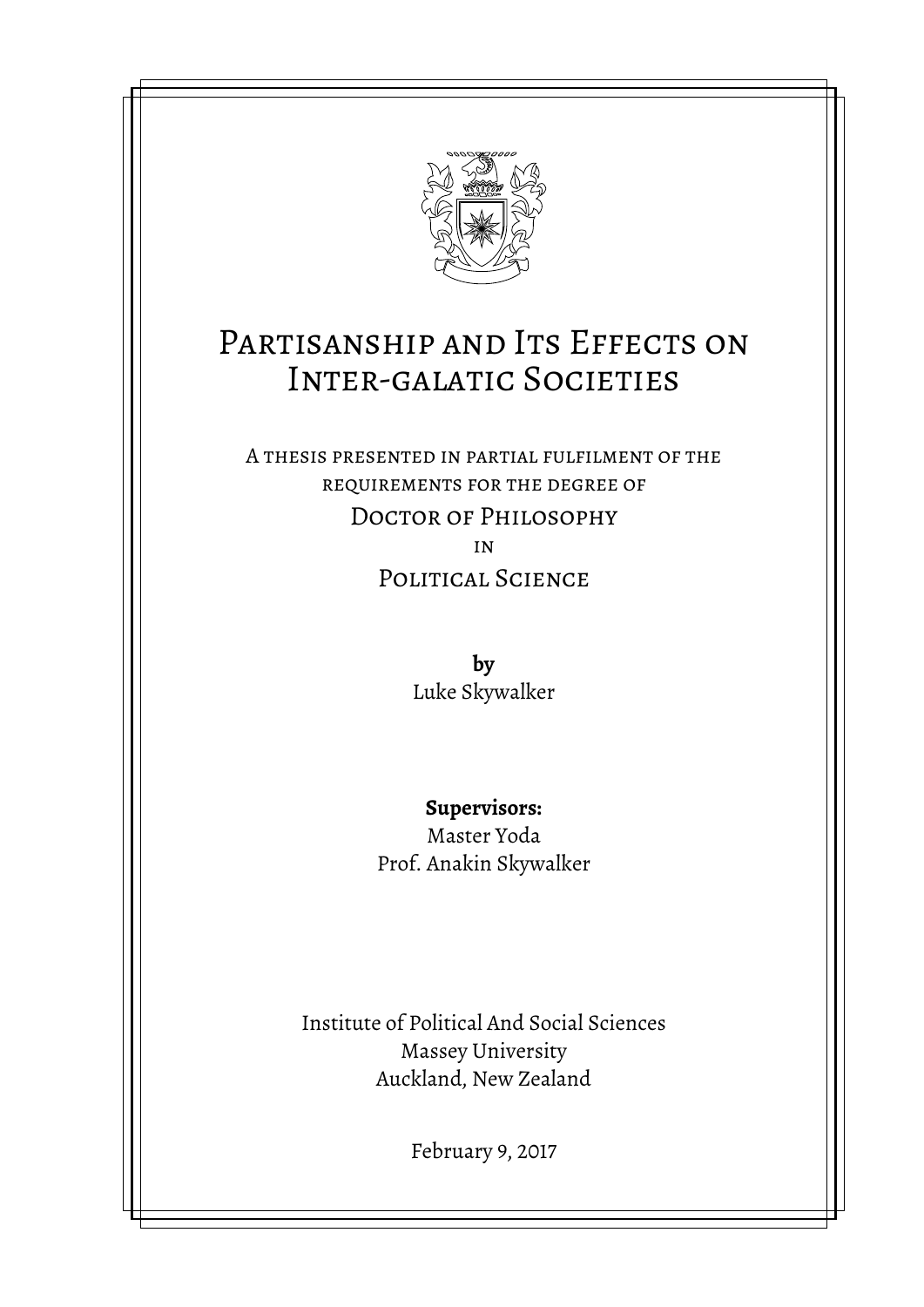# Partisanship and Its Effects on Inter-galatic Societies

A thesis presented in partial fulfilment of the requirements for the degree of

Doctor of Philosophy

in

Political Science

**by**

Luke Skywalker

**Supervisors:**

Master Yoda

Prof. Anakin Skywalker

Institute of Political And Social Sciences

Massey University

Auckland, New Zealand

February 9, 2017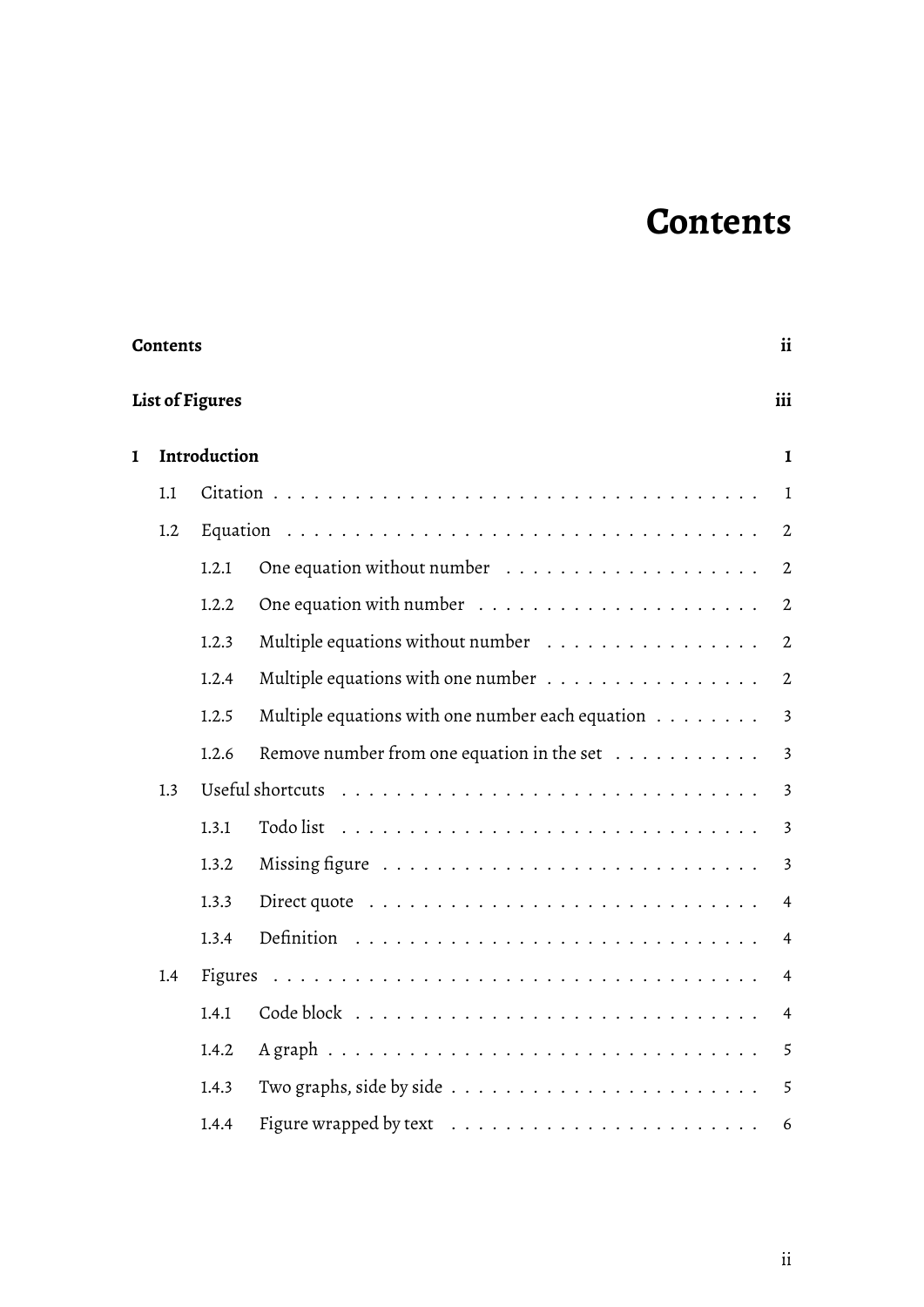# Contents

**Contents** ii

**List of Figures** iii

**1 Introduction** 1

- 1.1 Citation . . . 1
- 1.2 Equation . . . 2
  - 1.2.1 One equation without number . . . 2
  - 1.2.2 One equation with number . . . 2
  - 1.2.3 Multiple equations without number . . . 2
  - 1.2.4 Multiple equations with one number . . . 2
  - 1.2.5 Multiple equations with one number each equation . . . 3
  - 1.2.6 Remove number from one equation in the set . . . 3
- 1.3 Useful shortcuts . . . 3
  - 1.3.1 Todo list . . . 3
  - 1.3.2 Missing figure . . . 3
  - 1.3.3 Direct quote . . . 4
  - 1.3.4 Definition . . . 4
- 1.4 Figures . . . 4
  - 1.4.1 Code block . . . 4
  - 1.4.2 A graph . . . 5
  - 1.4.3 Two graphs, side by side . . . 5
  - 1.4.4 Figure wrapped by text . . . 6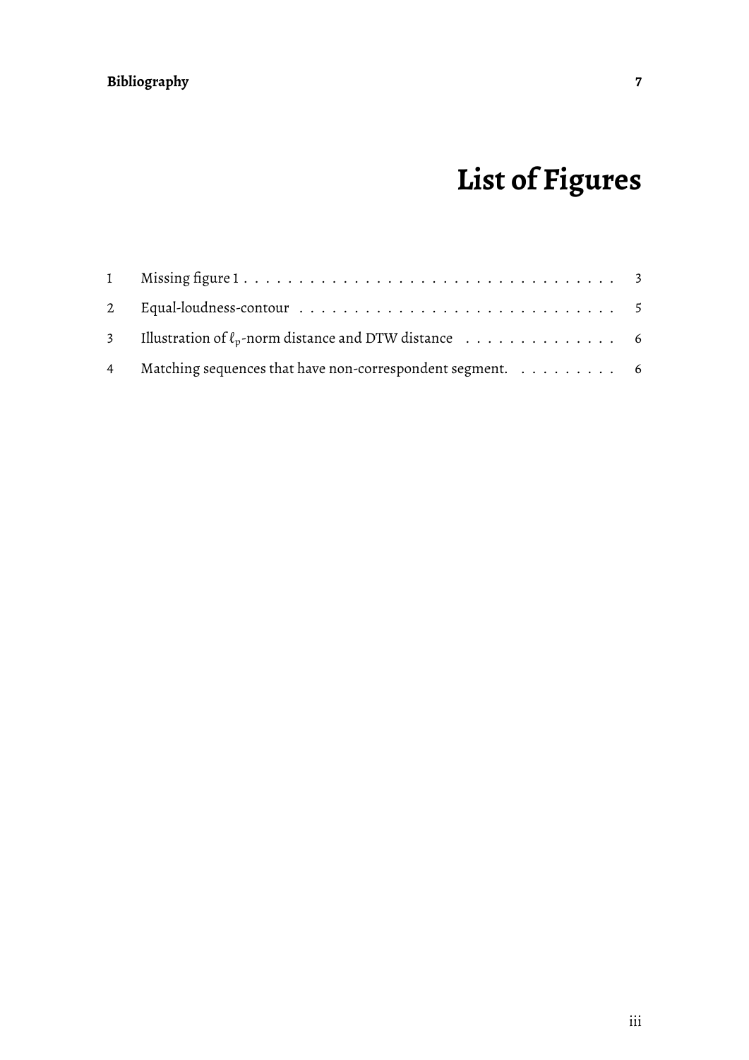**Bibliography** **7**

# List of Figures

| | | |
|---|---|---|
| 1 | Missing figure 1 | 3 |
| 2 | Equal-loudness-contour | 5 |
| 3 | Illustration of $\ell_p$-norm distance and DTW distance | 6 |
| 4 | Matching sequences that have non-correspondent segment. | 6 |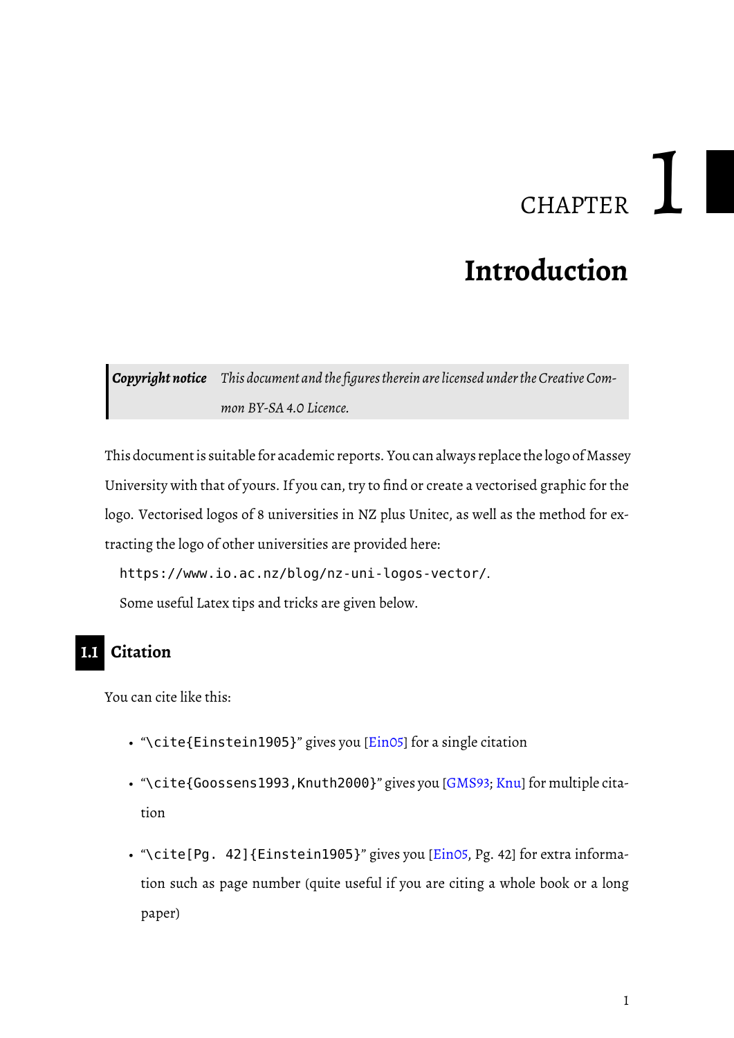# CHAPTER 1

# Introduction

> ***Copyright notice*** *This document and the figures therein are licensed under the Creative Common BY-SA 4.0 Licence.*

This document is suitable for academic reports. You can always replace the logo of Massey University with that of yours. If you can, try to find or create a vectorised graphic for the logo. Vectorised logos of 8 universities in NZ plus Unitec, as well as the method for extracting the logo of other universities are provided here:

`https://www.io.ac.nz/blog/nz-uni-logos-vector/`.

Some useful Latex tips and tricks are given below.

## 1.1 Citation

You can cite like this:

- "`\cite{Einstein1905}`" gives you [Ein05] for a single citation
- "`\cite{Goossens1993,Knuth2000}`" gives you [GMS93; Knu] for multiple citation
- "`\cite[Pg. 42]{Einstein1905}`" gives you [Ein05, Pg. 42] for extra information such as page number (quite useful if you are citing a whole book or a long paper)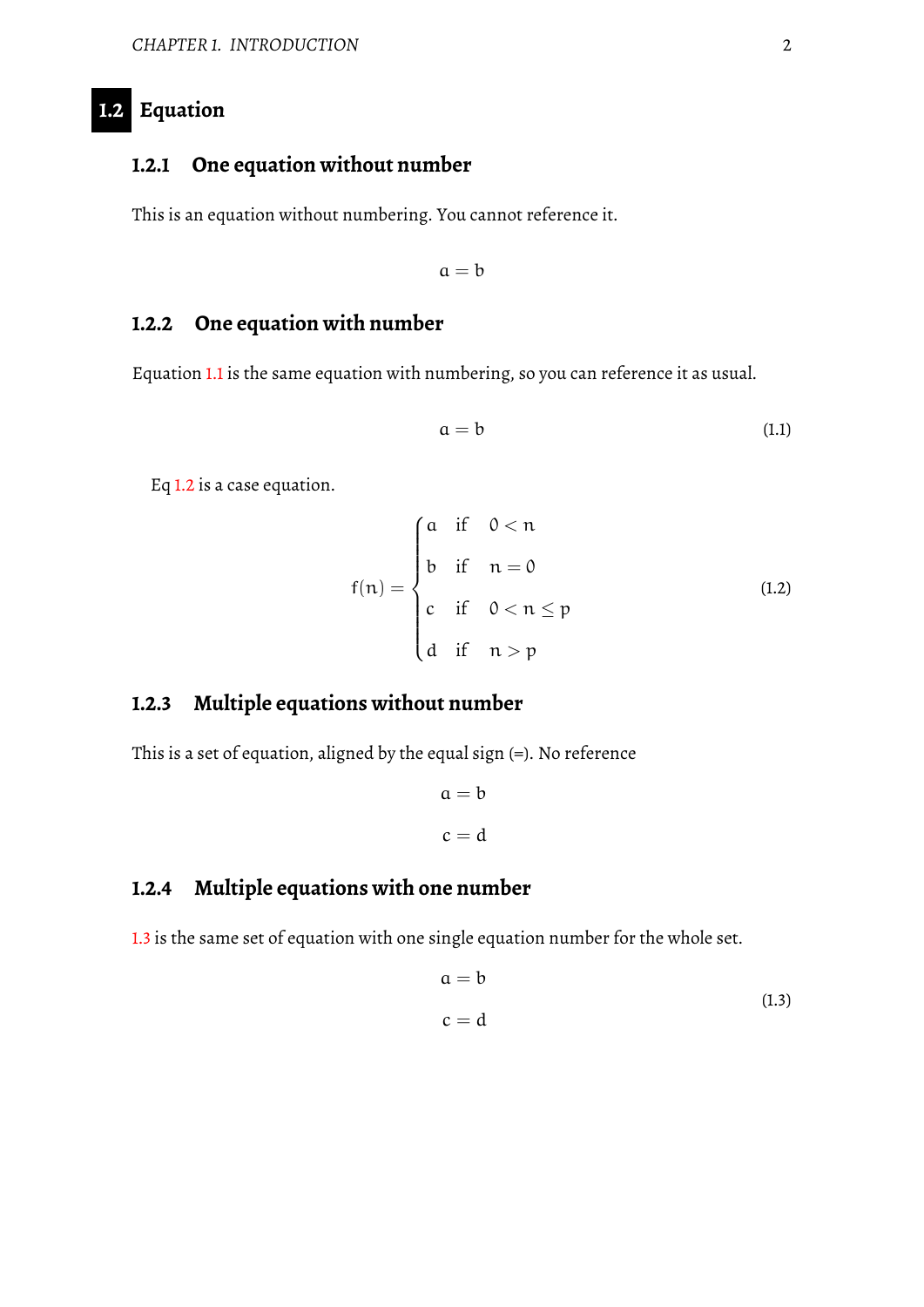## 1.2 Equation

### 1.2.1 One equation without number

This is an equation without numbering. You cannot reference it.

$$a = b$$

### 1.2.2 One equation with number

Equation 1.1 is the same equation with numbering, so you can reference it as usual.

$$a = b \tag{1.1}$$

Eq 1.2 is a case equation.

$$f(n) = \begin{cases} a & \text{if} \quad 0 < n \\ b & \text{if} \quad n = 0 \\ c & \text{if} \quad 0 < n \leq p \\ d & \text{if} \quad n > p \end{cases} \tag{1.2}$$

### 1.2.3 Multiple equations without number

This is a set of equation, aligned by the equal sign (=). No reference

$$\begin{aligned} a &= b \\ c &= d \end{aligned}$$

### 1.2.4 Multiple equations with one number

1.3 is the same set of equation with one single equation number for the whole set.

$$\begin{aligned} a &= b \\ c &= d \end{aligned} \tag{1.3}$$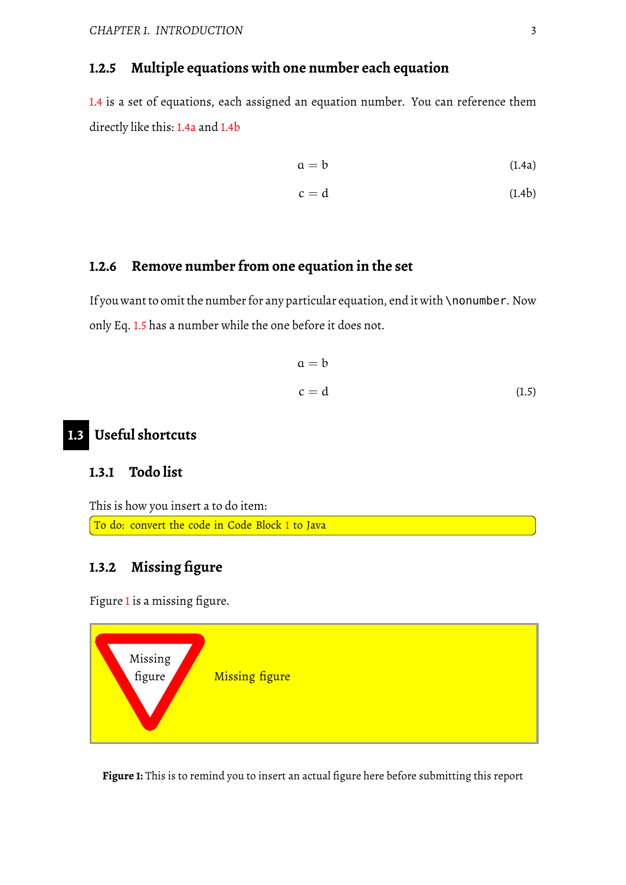### 1.2.5 Multiple equations with one number each equation

1.4 is a set of equations, each assigned an equation number. You can reference them directly like this: 1.4a and 1.4b

$$a = b \tag{1.4a}$$

$$c = d \tag{1.4b}$$

### 1.2.6 Remove number from one equation in the set

If you want to omit the number for any particular equation, end it with `\nonumber`. Now only Eq. 1.5 has a number while the one before it does not.

$$a = b$$

$$c = d \tag{1.5}$$

## 1.3 Useful shortcuts

### 1.3.1 Todo list

This is how you insert a to do item:

To do: convert the code in Code Block 1 to Java

### 1.3.2 Missing figure

Figure 1 is a missing figure.

Missing figure

Missing figure

**Figure 1:** This is to remind you to insert an actual figure here before submitting this report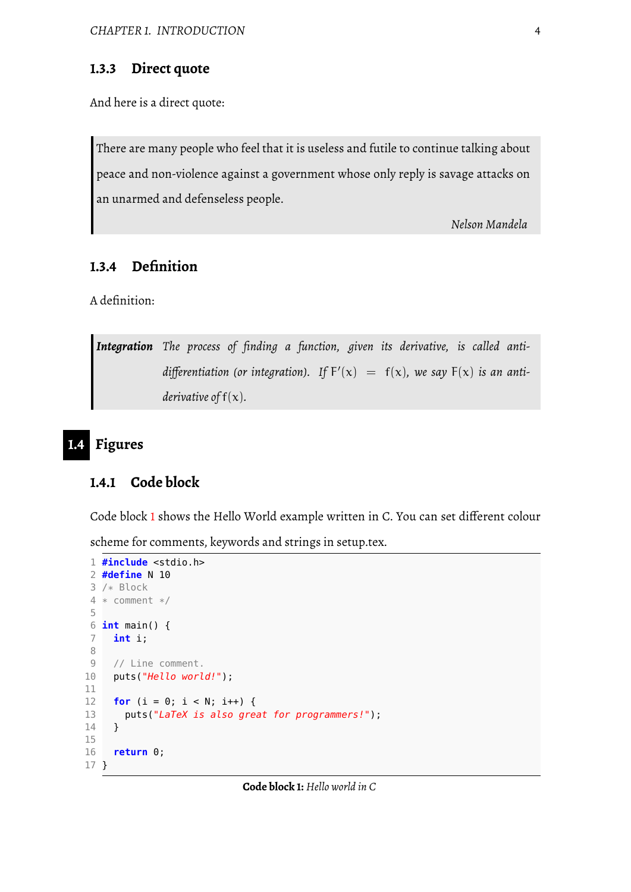### 1.3.3 Direct quote

And here is a direct quote:

> There are many people who feel that it is useless and futile to continue talking about peace and non-violence against a government whose only reply is savage attacks on an unarmed and defenseless people.
>
> *Nelson Mandela*

### 1.3.4 Definition

A definition:

> ***Integration*** *The process of finding a function, given its derivative, is called anti-differentiation (or integration). If* $F'(x) = f(x)$*, we say* $F(x)$ *is an anti-derivative of* $f(x)$*.*

## 1.4 Figures

### 1.4.1 Code block

Code block 1 shows the Hello World example written in C. You can set different colour scheme for comments, keywords and strings in setup.tex.

```c
#include <stdio.h>
#define N 10
/* Block
* comment */

int main() {
  int i;

  // Line comment.
  puts("Hello world!");

  for (i = 0; i < N; i++) {
    puts("LaTeX is also great for programmers!");
  }

  return 0;
}
```

**Code block 1:** *Hello world in C*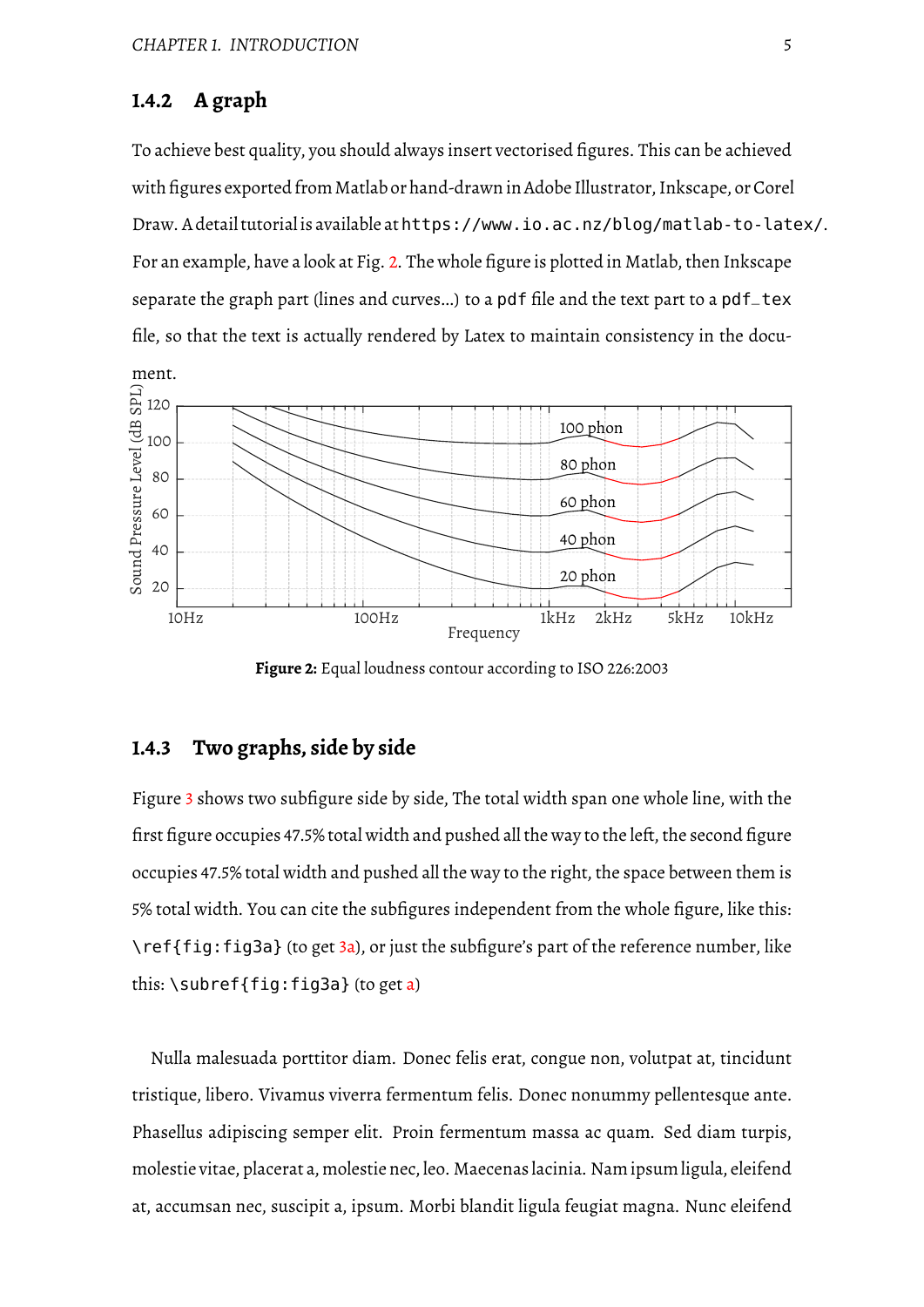### 1.4.2 A graph

To achieve best quality, you should always insert vectorised figures. This can be achieved with figures exported from Matlab or hand-drawn in Adobe Illustrator, Inkscape, or Corel Draw. A detail tutorial is available at `https://www.io.ac.nz/blog/matlab-to-latex/`. For an example, have a look at Fig. 2. The whole figure is plotted in Matlab, then Inkscape separate the graph part (lines and curves...) to a `pdf` file and the text part to a `pdf_tex` file, so that the text is actually rendered by Latex to maintain consistency in the document.

**Figure 2:** Equal loudness contour according to ISO 226:2003

### 1.4.3 Two graphs, side by side

Figure 3 shows two subfigure side by side, The total width span one whole line, with the first figure occupies 47.5% total width and pushed all the way to the left, the second figure occupies 47.5% total width and pushed all the way to the right, the space between them is 5% total width. You can cite the subfigures independent from the whole figure, like this: `\ref{fig:fig3a}` (to get 3a), or just the subfigure's part of the reference number, like this: `\subref{fig:fig3a}` (to get a)

Nulla malesuada porttitor diam. Donec felis erat, congue non, volutpat at, tincidunt tristique, libero. Vivamus viverra fermentum felis. Donec nonummy pellentesque ante. Phasellus adipiscing semper elit. Proin fermentum massa ac quam. Sed diam turpis, molestie vitae, placerat a, molestie nec, leo. Maecenas lacinia. Nam ipsum ligula, eleifend at, accumsan nec, suscipit a, ipsum. Morbi blandit ligula feugiat magna. Nunc eleifend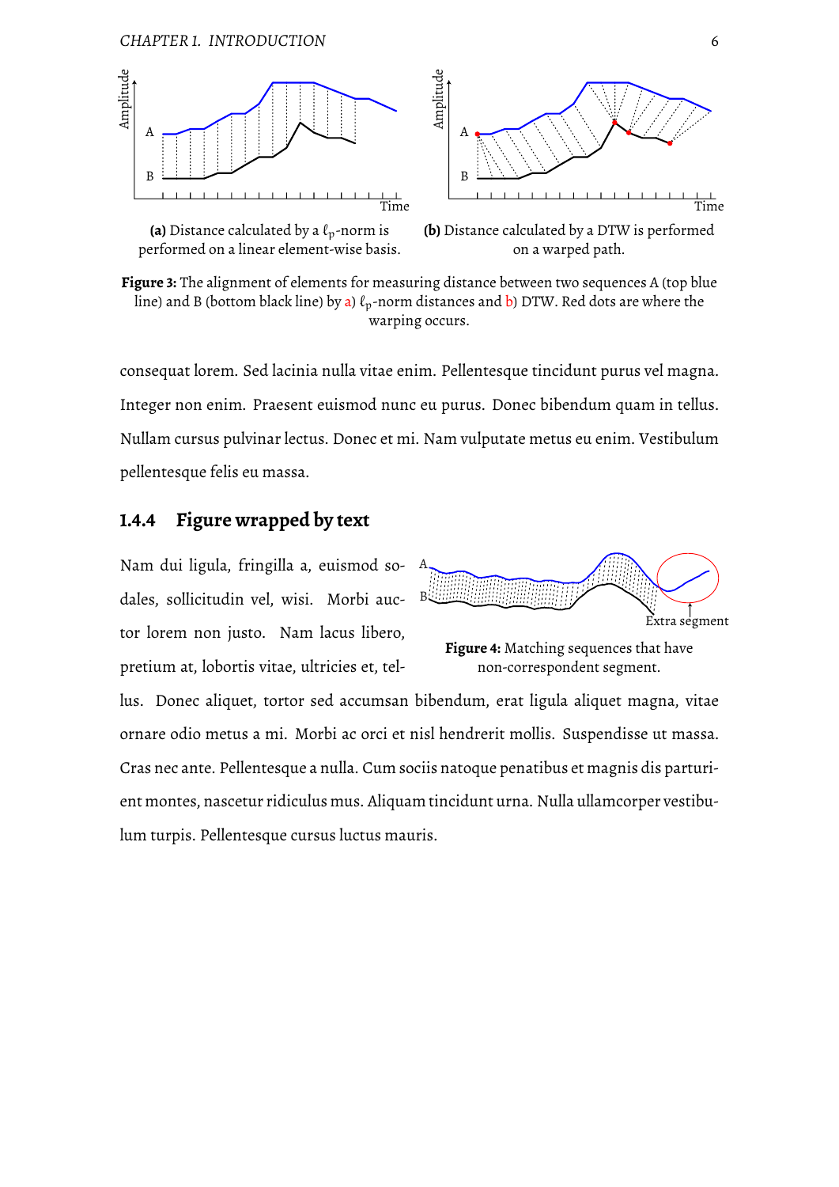(a) Distance calculated by a $\ell_p$-norm is performed on a linear element-wise basis.

(b) Distance calculated by a DTW is performed on a warped path.

**Figure 3:** The alignment of elements for measuring distance between two sequences A (top blue line) and B (bottom black line) by a) $\ell_p$-norm distances and b) DTW. Red dots are where the warping occurs.

consequat lorem. Sed lacinia nulla vitae enim. Pellentesque tincidunt purus vel magna. Integer non enim. Praesent euismod nunc eu purus. Donec bibendum quam in tellus. Nullam cursus pulvinar lectus. Donec et mi. Nam vulputate metus eu enim. Vestibulum pellentesque felis eu massa.

### 1.4.4 Figure wrapped by text

Nam dui ligula, fringilla a, euismod sodales, sollicitudin vel, wisi. Morbi auctor lorem non justo. Nam lacus libero, pretium at, lobortis vitae, ultricies et, tellus. Donec aliquet, tortor sed accumsan bibendum, erat ligula aliquet magna, vitae ornare odio metus a mi. Morbi ac orci et nisl hendrerit mollis. Suspendisse ut massa. Cras nec ante. Pellentesque a nulla. Cum sociis natoque penatibus et magnis dis parturient montes, nascetur ridiculus mus. Aliquam tincidunt urna. Nulla ullamcorper vestibulum turpis. Pellentesque cursus luctus mauris.

**Figure 4:** Matching sequences that have non-correspondent segment.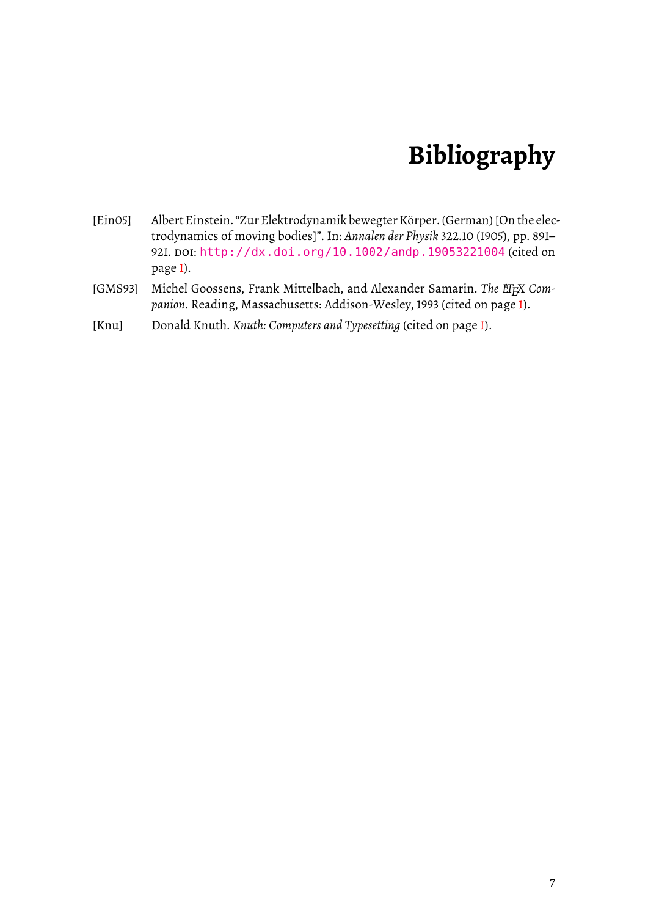# Bibliography

[Ein05] Albert Einstein. "Zur Elektrodynamik bewegter Körper. (German) [On the electrodynamics of moving bodies]". In: *Annalen der Physik* 322.10 (1905), pp. 891–921. DOI: `http://dx.doi.org/10.1002/andp.19053221004` (cited on page 1).

[GMS93] Michel Goossens, Frank Mittelbach, and Alexander Samarin. *The LaTeX Companion*. Reading, Massachusetts: Addison-Wesley, 1993 (cited on page 1).

[Knu] Donald Knuth. *Knuth: Computers and Typesetting* (cited on page 1).